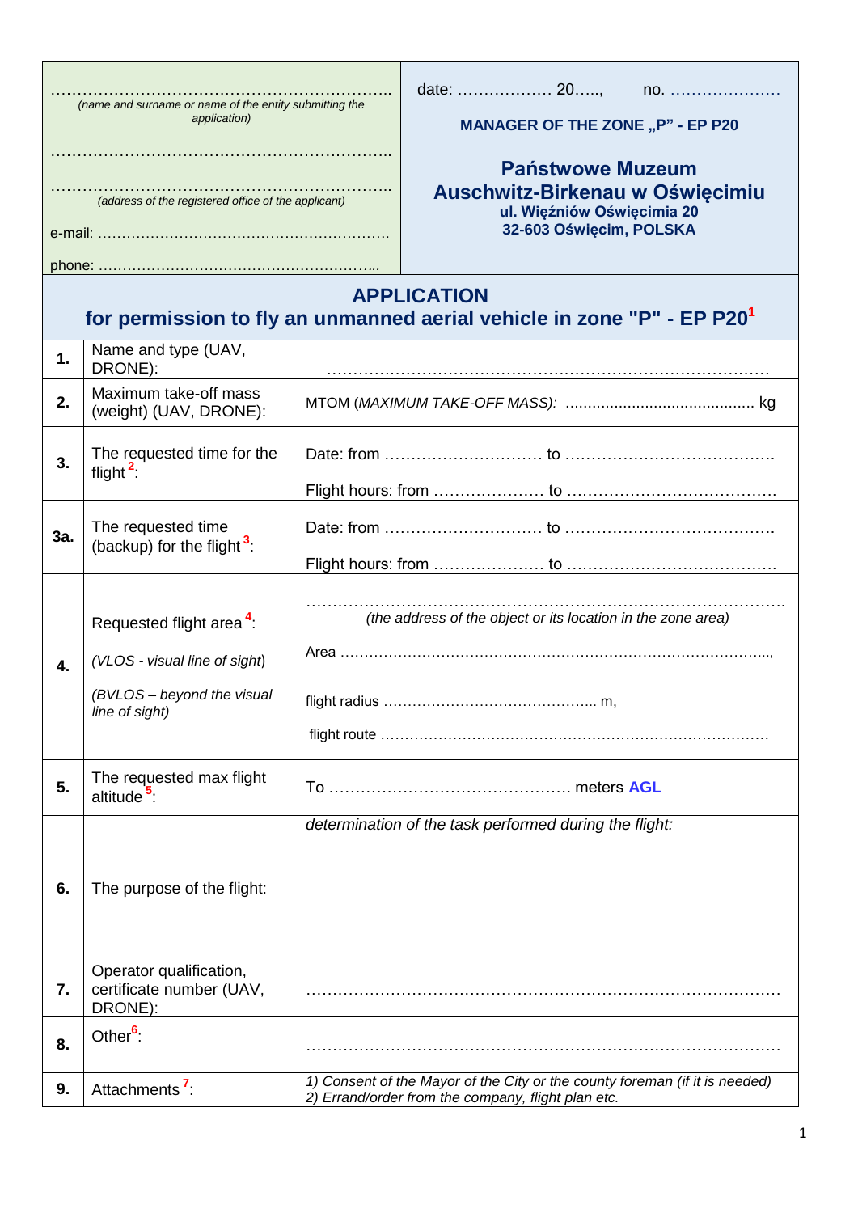| | |
|---|---|
| ……………………………………………………………..<br>*(name and surname or name of the entity submitting the application)*<br><br>……………………………………………………………..<br>……………………………………………………………..<br>*(address of the registered office of the applicant)*<br><br>e-mail: ……………………………………………………<br><br>phone: ………………………………………………... | date: ……………… 20….., no. …………………<br><br>**MANAGER OF THE ZONE „P" - EP P20**<br><br>**Państwowe Muzeum Auschwitz-Birkenau w Oświęcimiu**<br>**ul. Więźniów Oświęcimia 20**<br>**32-603 Oświęcim, POLSKA** |

## APPLICATION
## for permission to fly an unmanned aerial vehicle in zone "P" - EP P20[1]

| | | |
|---|---|---|
| **1.** | Name and type (UAV, DRONE): | ………………………………………………………………………… |
| **2.** | Maximum take-off mass (weight) (UAV, DRONE): | MTOM (*MAXIMUM TAKE-OFF MASS):* .......................................... kg |
| **3.** | The requested time for the flight[2]: | Date: from ………………………… to …………………………………<br>Flight hours: from ………………… to ………………………………… |
| **3a.** | The requested time (backup) for the flight[3]: | Date: from ………………………… to …………………………………<br>Flight hours: from ………………… to ………………………………… |
| **4.** | Requested flight area[4]:<br>*(VLOS - visual line of sight)*<br>*(BVLOS – beyond the visual line of sight)* | …………………………………………………………………………………<br>*(the address of the object or its location in the zone area)*<br>Area ………………………………………………………………………..,<br>flight radius ……………………………………. m,<br>flight route ……………………………………………………………………… |
| **5.** | The requested max flight altitude[5]: | To ……………………………………… meters **AGL** |
| **6.** | The purpose of the flight: | *determination of the task performed during the flight:* |
| **7.** | Operator qualification, certificate number (UAV, DRONE): | ………………………………………………………………………………… |
| **8.** | Other[6]: | ………………………………………………………………………………… |
| **9.** | Attachments[7]: | *1) Consent of the Mayor of the City or the county foreman (if it is needed)*<br>*2) Errand/order from the company, flight plan etc.* |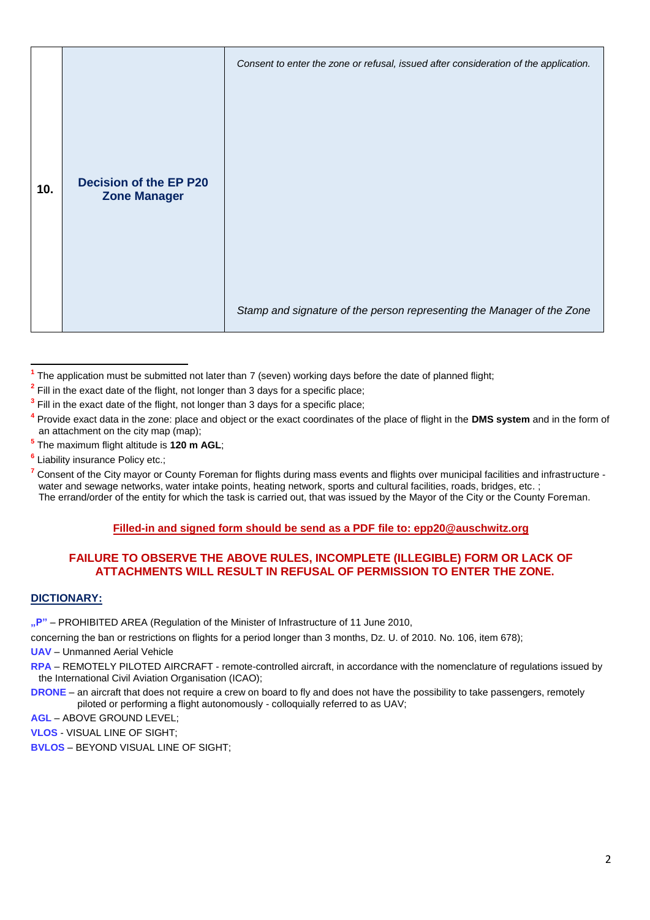| | | |
|---|---|---|
| **10.** | **Decision of the EP P20 Zone Manager** | *Consent to enter the zone or refusal, issued after consideration of the application.*<br><br><br><br><br>*Stamp and signature of the person representing the Manager of the Zone* |

[1] The application must be submitted not later than 7 (seven) working days before the date of planned flight;

[2] Fill in the exact date of the flight, not longer than 3 days for a specific place;

[3] Fill in the exact date of the flight, not longer than 3 days for a specific place;

[4] Provide exact data in the zone: place and object or the exact coordinates of the place of flight in the **DMS system** and in the form of an attachment on the city map (map);

[5] The maximum flight altitude is **120 m AGL**;

[6] Liability insurance Policy etc.;

[7] Consent of the City mayor or County Foreman for flights during mass events and flights over municipal facilities and infrastructure - water and sewage networks, water intake points, heating network, sports and cultural facilities, roads, bridges, etc. ;
The errand/order of the entity for which the task is carried out, that was issued by the Mayor of the City or the County Foreman.

**Filled-in and signed form should be send as a PDF file to: epp20@auschwitz.org**

**FAILURE TO OBSERVE THE ABOVE RULES, INCOMPLETE (ILLEGIBLE) FORM OR LACK OF ATTACHMENTS WILL RESULT IN REFUSAL OF PERMISSION TO ENTER THE ZONE.**

**DICTIONARY:**

**„P"** – PROHIBITED AREA (Regulation of the Minister of Infrastructure of 11 June 2010,

concerning the ban or restrictions on flights for a period longer than 3 months, Dz. U. of 2010. No. 106, item 678);

**UAV** – Unmanned Aerial Vehicle

**RPA** – REMOTELY PILOTED AIRCRAFT - remote-controlled aircraft, in accordance with the nomenclature of regulations issued by the International Civil Aviation Organisation (ICAO);

**DRONE** – an aircraft that does not require a crew on board to fly and does not have the possibility to take passengers, remotely piloted or performing a flight autonomously - colloquially referred to as UAV;

**AGL** – ABOVE GROUND LEVEL;

**VLOS** - VISUAL LINE OF SIGHT;

**BVLOS** – BEYOND VISUAL LINE OF SIGHT;